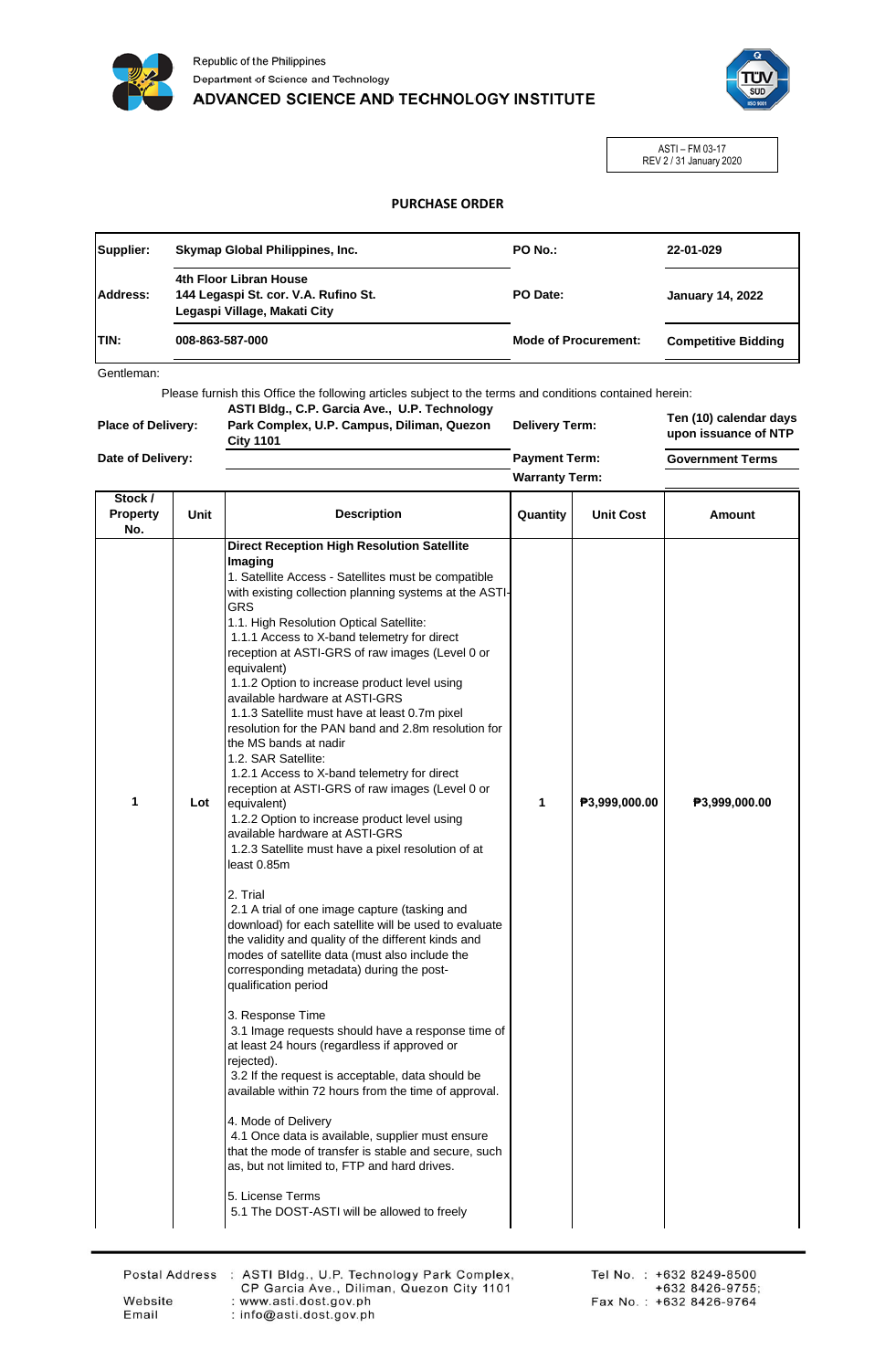Republic of the Philippines
Department of Science and Technology
ADVANCED SCIENCE AND TECHNOLOGY INSTITUTE

ASTI – FM 03-17
REV 2 / 31 January 2020

## PURCHASE ORDER

| | | | |
|---|---|---|---|
| **Supplier:** | **Skymap Global Philippines, Inc.** | **PO No.:** | **22-01-029** |
| **Address:** | **4th Floor Libran House 144 Legaspi St. cor. V.A. Rufino St. Legaspi Village, Makati City** | **PO Date:** | **January 14, 2022** |
| **TIN:** | **008-863-587-000** | **Mode of Procurement:** | **Competitive Bidding** |

Gentleman:

Please furnish this Office the following articles subject to the terms and conditions contained herein:

| | | | |
|---|---|---|---|
| **Place of Delivery:** | **ASTI Bldg., C.P. Garcia Ave., U.P. Technology Park Complex, U.P. Campus, Diliman, Quezon City 1101** | **Delivery Term:** | **Ten (10) calendar days upon issuance of NTP** |
| **Date of Delivery:** | | **Payment Term:** | **Government Terms** |
| | | **Warranty Term:** | |

| Stock / Property No. | Unit | Description | Quantity | Unit Cost | Amount |
|---|---|---|---|---|---|
| **1** | **Lot** | **Direct Reception High Resolution Satellite Imaging**<br>1. Satellite Access - Satellites must be compatible with existing collection planning systems at the ASTI-GRS<br>1.1. High Resolution Optical Satellite:<br>1.1.1 Access to X-band telemetry for direct reception at ASTI-GRS of raw images (Level 0 or equivalent)<br>1.1.2 Option to increase product level using available hardware at ASTI-GRS<br>1.1.3 Satellite must have at least 0.7m pixel resolution for the PAN band and 2.8m resolution for the MS bands at nadir<br>1.2. SAR Satellite:<br>1.2.1 Access to X-band telemetry for direct reception at ASTI-GRS of raw images (Level 0 or equivalent)<br>1.2.2 Option to increase product level using available hardware at ASTI-GRS<br>1.2.3 Satellite must have a pixel resolution of at least 0.85m<br><br>2. Trial<br>2.1 A trial of one image capture (tasking and download) for each satellite will be used to evaluate the validity and quality of the different kinds and modes of satellite data (must also include the corresponding metadata) during the post-qualification period<br><br>3. Response Time<br>3.1 Image requests should have a response time of at least 24 hours (regardless if approved or rejected).<br>3.2 If the request is acceptable, data should be available within 72 hours from the time of approval.<br><br>4. Mode of Delivery<br>4.1 Once data is available, supplier must ensure that the mode of transfer is stable and secure, such as, but not limited to, FTP and hard drives.<br><br>5. License Terms<br>5.1 The DOST-ASTI will be allowed to freely | **1** | **₱3,999,000.00** | **₱3,999,000.00** |

Postal Address : ASTI Bldg., U.P. Technology Park Complex, CP Garcia Ave., Diliman, Quezon City 1101
Website : www.asti.dost.gov.ph
Email : info@asti.dost.gov.ph
Tel No. : +632 8249-8500 +632 8426-9755;
Fax No. : +632 8426-9764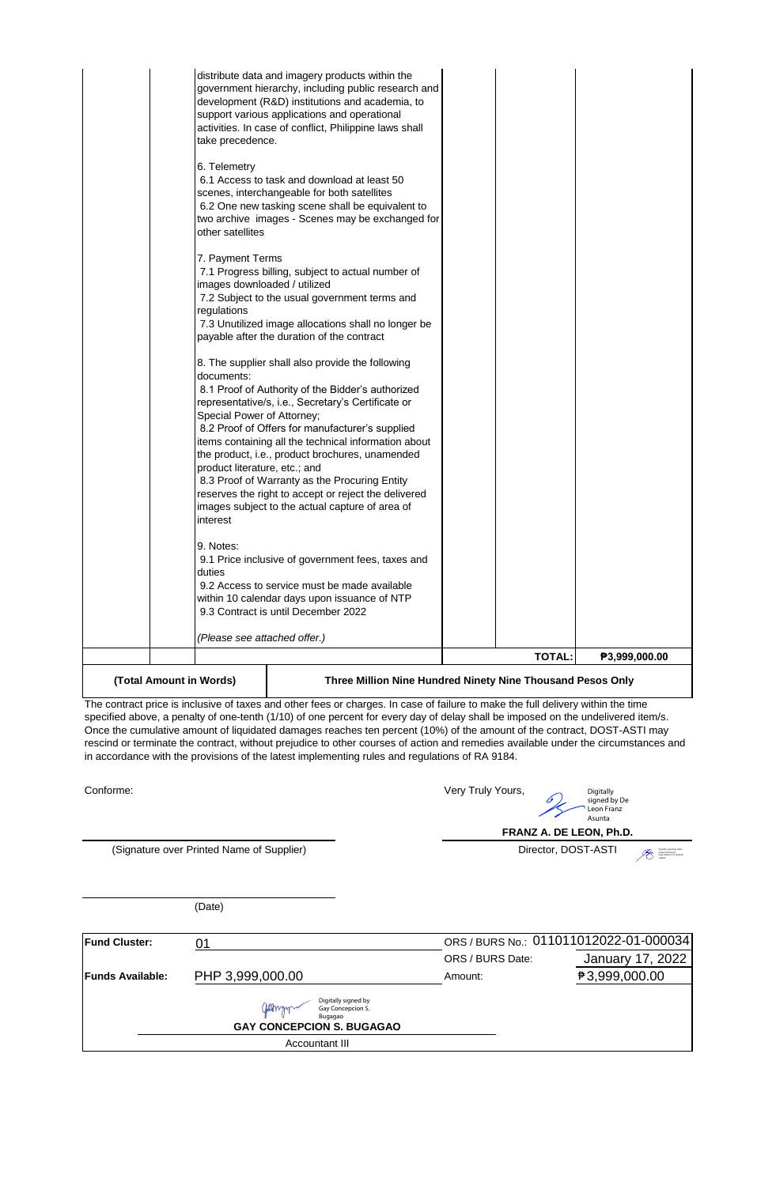| | | | | | |
|---|---|---|---|---|---|
| | | distribute data and imagery products within the government hierarchy, including public research and development (R&D) institutions and academia, to support various applications and operational activities. In case of conflict, Philippine laws shall take precedence.<br><br>6. Telemetry<br>6.1 Access to task and download at least 50 scenes, interchangeable for both satellites<br>6.2 One new tasking scene shall be equivalent to two archive images - Scenes may be exchanged for other satellites<br><br>7. Payment Terms<br>7.1 Progress billing, subject to actual number of images downloaded / utilized<br>7.2 Subject to the usual government terms and regulations<br>7.3 Unutilized image allocations shall no longer be payable after the duration of the contract<br><br>8. The supplier shall also provide the following documents:<br>8.1 Proof of Authority of the Bidder's authorized representative/s, i.e., Secretary's Certificate or Special Power of Attorney;<br>8.2 Proof of Offers for manufacturer's supplied items containing all the technical information about the product, i.e., product brochures, unamended product literature, etc.; and<br>8.3 Proof of Warranty as the Procuring Entity reserves the right to accept or reject the delivered images subject to the actual capture of area of interest<br><br>9. Notes:<br>9.1 Price inclusive of government fees, taxes and duties<br>9.2 Access to service must be made available within 10 calendar days upon issuance of NTP<br>9.3 Contract is until December 2022<br><br>*(Please see attached offer.)* | | | |
| | | | | **TOTAL:** | **₱3,999,000.00** |
| **(Total Amount in Words)** | | **Three Million Nine Hundred Ninety Nine Thousand Pesos Only** | | | |

The contract price is inclusive of taxes and other fees or charges. In case of failure to make the full delivery within the time specified above, a penalty of one-tenth (1/10) of one percent for every day of delay shall be imposed on the undelivered item/s. Once the cumulative amount of liquidated damages reaches ten percent (10%) of the amount of the contract, DOST-ASTI may rescind or terminate the contract, without prejudice to other courses of action and remedies available under the circumstances and in accordance with the provisions of the latest implementing rules and regulations of RA 9184.

Conforme:

(Signature over Printed Name of Supplier)

(Date)

Very Truly Yours,

Digitally signed by De Leon Franz Asunta

**FRANZ A. DE LEON, Ph.D.**

Director, DOST-ASTI

| | | | |
|---|---|---|---|
| **Fund Cluster:** | 01 | ORS / BURS No.: | 011011012022-01-000034 |
| | | ORS / BURS Date: | January 17, 2022 |
| **Funds Available:** | PHP 3,999,000.00 | Amount: | ₱3,999,000.00 |

Digitally signed by Gay Concepcion S. Bugagao

**GAY CONCEPCION S. BUGAGAO**

Accountant III